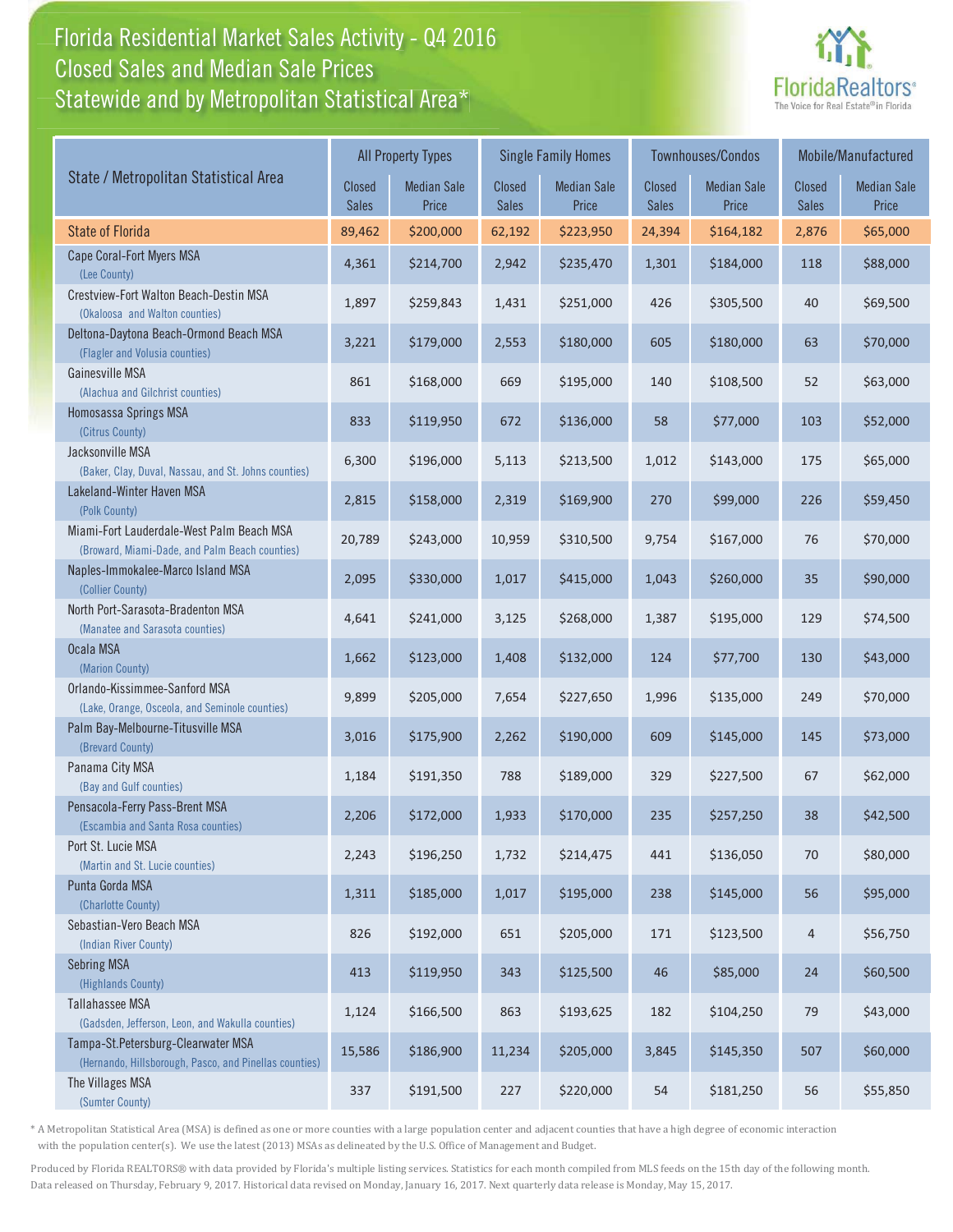# Florida Residential Market Sales Activity - Q4 2016
## Closed Sales and Median Sale Prices
## Statewide and by Metropolitan Statistical Area*

FloridaRealtors® The Voice for Real Estate® in Florida

| State / Metropolitan Statistical Area | All Property Types | | Single Family Homes | | Townhouses/Condos | | Mobile/Manufactured | |
|---|---|---|---|---|---|---|---|---|
| | Closed Sales | Median Sale Price | Closed Sales | Median Sale Price | Closed Sales | Median Sale Price | Closed Sales | Median Sale Price |
| State of Florida | 89,462 | $200,000 | 62,192 | $223,950 | 24,394 | $164,182 | 2,876 | $65,000 |
| Cape Coral-Fort Myers MSA (Lee County) | 4,361 | $214,700 | 2,942 | $235,470 | 1,301 | $184,000 | 118 | $88,000 |
| Crestview-Fort Walton Beach-Destin MSA (Okaloosa and Walton counties) | 1,897 | $259,843 | 1,431 | $251,000 | 426 | $305,500 | 40 | $69,500 |
| Deltona-Daytona Beach-Ormond Beach MSA (Flagler and Volusia counties) | 3,221 | $179,000 | 2,553 | $180,000 | 605 | $180,000 | 63 | $70,000 |
| Gainesville MSA (Alachua and Gilchrist counties) | 861 | $168,000 | 669 | $195,000 | 140 | $108,500 | 52 | $63,000 |
| Homosassa Springs MSA (Citrus County) | 833 | $119,950 | 672 | $136,000 | 58 | $77,000 | 103 | $52,000 |
| Jacksonville MSA (Baker, Clay, Duval, Nassau, and St. Johns counties) | 6,300 | $196,000 | 5,113 | $213,500 | 1,012 | $143,000 | 175 | $65,000 |
| Lakeland-Winter Haven MSA (Polk County) | 2,815 | $158,000 | 2,319 | $169,900 | 270 | $99,000 | 226 | $59,450 |
| Miami-Fort Lauderdale-West Palm Beach MSA (Broward, Miami-Dade, and Palm Beach counties) | 20,789 | $243,000 | 10,959 | $310,500 | 9,754 | $167,000 | 76 | $70,000 |
| Naples-Immokalee-Marco Island MSA (Collier County) | 2,095 | $330,000 | 1,017 | $415,000 | 1,043 | $260,000 | 35 | $90,000 |
| North Port-Sarasota-Bradenton MSA (Manatee and Sarasota counties) | 4,641 | $241,000 | 3,125 | $268,000 | 1,387 | $195,000 | 129 | $74,500 |
| Ocala MSA (Marion County) | 1,662 | $123,000 | 1,408 | $132,000 | 124 | $77,700 | 130 | $43,000 |
| Orlando-Kissimmee-Sanford MSA (Lake, Orange, Osceola, and Seminole counties) | 9,899 | $205,000 | 7,654 | $227,650 | 1,996 | $135,000 | 249 | $70,000 |
| Palm Bay-Melbourne-Titusville MSA (Brevard County) | 3,016 | $175,900 | 2,262 | $190,000 | 609 | $145,000 | 145 | $73,000 |
| Panama City MSA (Bay and Gulf counties) | 1,184 | $191,350 | 788 | $189,000 | 329 | $227,500 | 67 | $62,000 |
| Pensacola-Ferry Pass-Brent MSA (Escambia and Santa Rosa counties) | 2,206 | $172,000 | 1,933 | $170,000 | 235 | $257,250 | 38 | $42,500 |
| Port St. Lucie MSA (Martin and St. Lucie counties) | 2,243 | $196,250 | 1,732 | $214,475 | 441 | $136,050 | 70 | $80,000 |
| Punta Gorda MSA (Charlotte County) | 1,311 | $185,000 | 1,017 | $195,000 | 238 | $145,000 | 56 | $95,000 |
| Sebastian-Vero Beach MSA (Indian River County) | 826 | $192,000 | 651 | $205,000 | 171 | $123,500 | 4 | $56,750 |
| Sebring MSA (Highlands County) | 413 | $119,950 | 343 | $125,500 | 46 | $85,000 | 24 | $60,500 |
| Tallahassee MSA (Gadsden, Jefferson, Leon, and Wakulla counties) | 1,124 | $166,500 | 863 | $193,625 | 182 | $104,250 | 79 | $43,000 |
| Tampa-St.Petersburg-Clearwater MSA (Hernando, Hillsborough, Pasco, and Pinellas counties) | 15,586 | $186,900 | 11,234 | $205,000 | 3,845 | $145,350 | 507 | $60,000 |
| The Villages MSA (Sumter County) | 337 | $191,500 | 227 | $220,000 | 54 | $181,250 | 56 | $55,850 |

* A Metropolitan Statistical Area (MSA) is defined as one or more counties with a large population center and adjacent counties that have a high degree of economic interaction with the population center(s). We use the latest (2013) MSAs as delineated by the U.S. Office of Management and Budget.

Produced by Florida REALTORS® with data provided by Florida's multiple listing services. Statistics for each month compiled from MLS feeds on the 15th day of the following month. Data released on Thursday, February 9, 2017. Historical data revised on Monday, January 16, 2017. Next quarterly data release is Monday, May 15, 2017.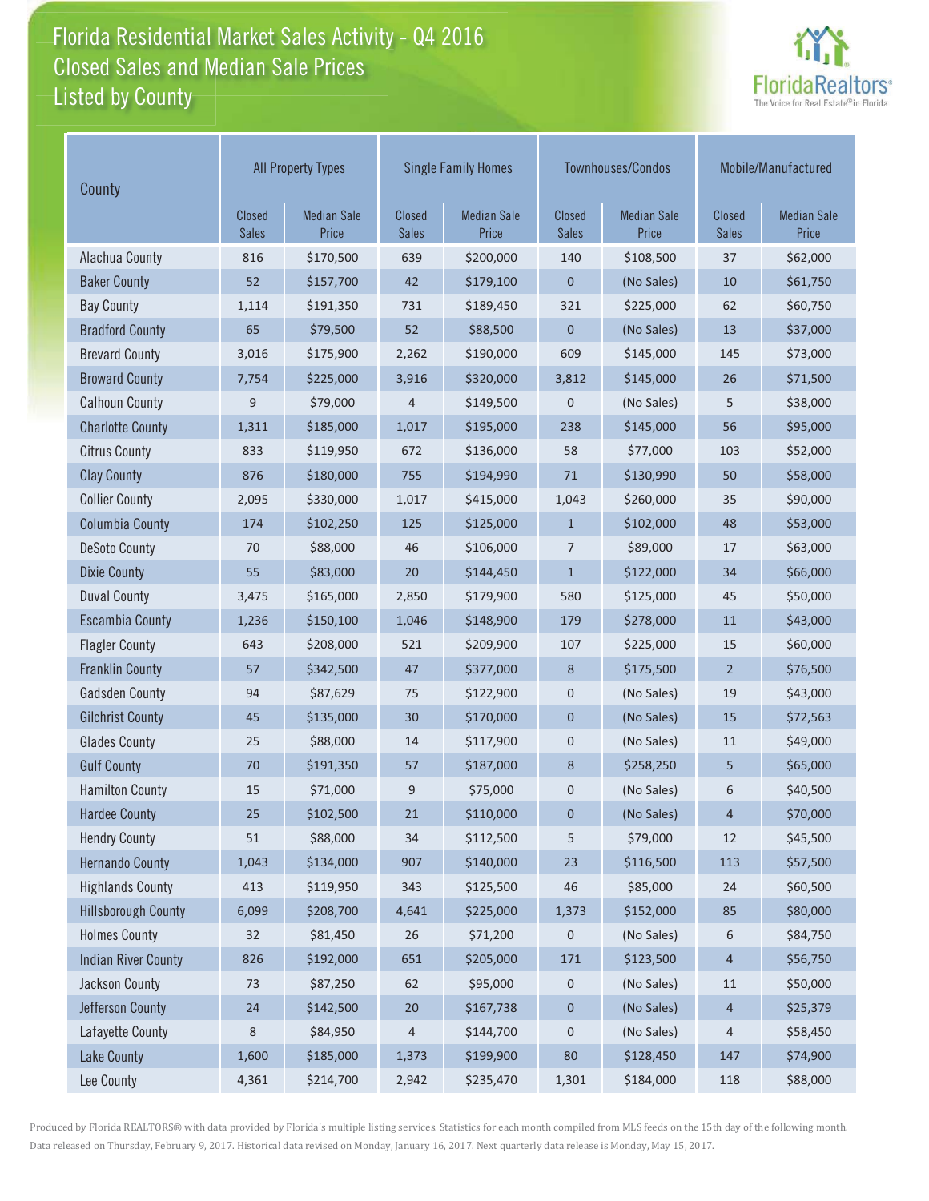# Florida Residential Market Sales Activity - Q4 2016
## Closed Sales and Median Sale Prices
### Listed by County

FloridaRealtors® The Voice for Real Estate® in Florida

| County | All Property Types | | Single Family Homes | | Townhouses/Condos | | Mobile/Manufactured | |
|---|---|---|---|---|---|---|---|---|
| | Closed Sales | Median Sale Price | Closed Sales | Median Sale Price | Closed Sales | Median Sale Price | Closed Sales | Median Sale Price |
| Alachua County | 816 | $170,500 | 639 | $200,000 | 140 | $108,500 | 37 | $62,000 |
| Baker County | 52 | $157,700 | 42 | $179,100 | 0 | (No Sales) | 10 | $61,750 |
| Bay County | 1,114 | $191,350 | 731 | $189,450 | 321 | $225,000 | 62 | $60,750 |
| Bradford County | 65 | $79,500 | 52 | $88,500 | 0 | (No Sales) | 13 | $37,000 |
| Brevard County | 3,016 | $175,900 | 2,262 | $190,000 | 609 | $145,000 | 145 | $73,000 |
| Broward County | 7,754 | $225,000 | 3,916 | $320,000 | 3,812 | $145,000 | 26 | $71,500 |
| Calhoun County | 9 | $79,000 | 4 | $149,500 | 0 | (No Sales) | 5 | $38,000 |
| Charlotte County | 1,311 | $185,000 | 1,017 | $195,000 | 238 | $145,000 | 56 | $95,000 |
| Citrus County | 833 | $119,950 | 672 | $136,000 | 58 | $77,000 | 103 | $52,000 |
| Clay County | 876 | $180,000 | 755 | $194,990 | 71 | $130,990 | 50 | $58,000 |
| Collier County | 2,095 | $330,000 | 1,017 | $415,000 | 1,043 | $260,000 | 35 | $90,000 |
| Columbia County | 174 | $102,250 | 125 | $125,000 | 1 | $102,000 | 48 | $53,000 |
| DeSoto County | 70 | $88,000 | 46 | $106,000 | 7 | $89,000 | 17 | $63,000 |
| Dixie County | 55 | $83,000 | 20 | $144,450 | 1 | $122,000 | 34 | $66,000 |
| Duval County | 3,475 | $165,000 | 2,850 | $179,900 | 580 | $125,000 | 45 | $50,000 |
| Escambia County | 1,236 | $150,100 | 1,046 | $148,900 | 179 | $278,000 | 11 | $43,000 |
| Flagler County | 643 | $208,000 | 521 | $209,900 | 107 | $225,000 | 15 | $60,000 |
| Franklin County | 57 | $342,500 | 47 | $377,000 | 8 | $175,500 | 2 | $76,500 |
| Gadsden County | 94 | $87,629 | 75 | $122,900 | 0 | (No Sales) | 19 | $43,000 |
| Gilchrist County | 45 | $135,000 | 30 | $170,000 | 0 | (No Sales) | 15 | $72,563 |
| Glades County | 25 | $88,000 | 14 | $117,900 | 0 | (No Sales) | 11 | $49,000 |
| Gulf County | 70 | $191,350 | 57 | $187,000 | 8 | $258,250 | 5 | $65,000 |
| Hamilton County | 15 | $71,000 | 9 | $75,000 | 0 | (No Sales) | 6 | $40,500 |
| Hardee County | 25 | $102,500 | 21 | $110,000 | 0 | (No Sales) | 4 | $70,000 |
| Hendry County | 51 | $88,000 | 34 | $112,500 | 5 | $79,000 | 12 | $45,500 |
| Hernando County | 1,043 | $134,000 | 907 | $140,000 | 23 | $116,500 | 113 | $57,500 |
| Highlands County | 413 | $119,950 | 343 | $125,500 | 46 | $85,000 | 24 | $60,500 |
| Hillsborough County | 6,099 | $208,700 | 4,641 | $225,000 | 1,373 | $152,000 | 85 | $80,000 |
| Holmes County | 32 | $81,450 | 26 | $71,200 | 0 | (No Sales) | 6 | $84,750 |
| Indian River County | 826 | $192,000 | 651 | $205,000 | 171 | $123,500 | 4 | $56,750 |
| Jackson County | 73 | $87,250 | 62 | $95,000 | 0 | (No Sales) | 11 | $50,000 |
| Jefferson County | 24 | $142,500 | 20 | $167,738 | 0 | (No Sales) | 4 | $25,379 |
| Lafayette County | 8 | $84,950 | 4 | $144,700 | 0 | (No Sales) | 4 | $58,450 |
| Lake County | 1,600 | $185,000 | 1,373 | $199,900 | 80 | $128,450 | 147 | $74,900 |
| Lee County | 4,361 | $214,700 | 2,942 | $235,470 | 1,301 | $184,000 | 118 | $88,000 |

Produced by Florida REALTORS® with data provided by Florida's multiple listing services. Statistics for each month compiled from MLS feeds on the 15th day of the following month. Data released on Thursday, February 9, 2017. Historical data revised on Monday, January 16, 2017. Next quarterly data release is Monday, May 15, 2017.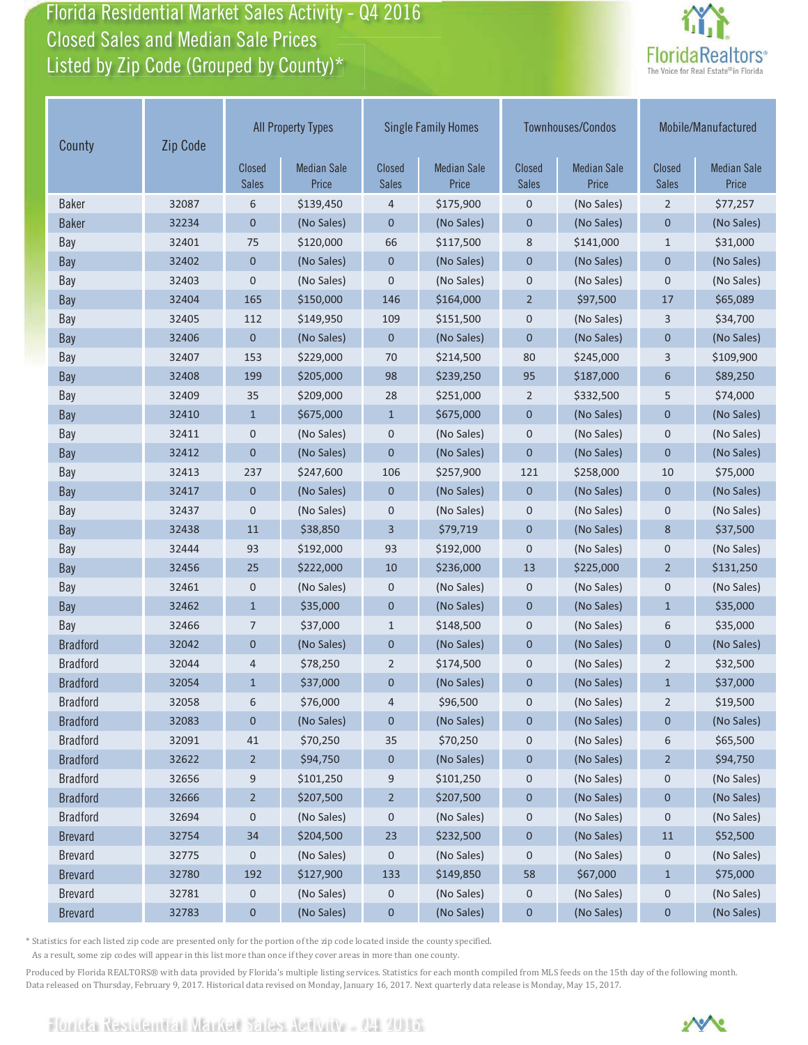# Florida Residential Market Sales Activity - Q4 2016
## Closed Sales and Median Sale Prices
## Listed by Zip Code (Grouped by County)*

| County | Zip Code | All Property Types | | Single Family Homes | | Townhouses/Condos | | Mobile/Manufactured | |
|---|---|---|---|---|---|---|---|---|---|
| | | Closed Sales | Median Sale Price | Closed Sales | Median Sale Price | Closed Sales | Median Sale Price | Closed Sales | Median Sale Price |
| Baker | 32087 | 6 | $139,450 | 4 | $175,900 | 0 | (No Sales) | 2 | $77,257 |
| Baker | 32234 | 0 | (No Sales) | 0 | (No Sales) | 0 | (No Sales) | 0 | (No Sales) |
| Bay | 32401 | 75 | $120,000 | 66 | $117,500 | 8 | $141,000 | 1 | $31,000 |
| Bay | 32402 | 0 | (No Sales) | 0 | (No Sales) | 0 | (No Sales) | 0 | (No Sales) |
| Bay | 32403 | 0 | (No Sales) | 0 | (No Sales) | 0 | (No Sales) | 0 | (No Sales) |
| Bay | 32404 | 165 | $150,000 | 146 | $164,000 | 2 | $97,500 | 17 | $65,089 |
| Bay | 32405 | 112 | $149,950 | 109 | $151,500 | 0 | (No Sales) | 3 | $34,700 |
| Bay | 32406 | 0 | (No Sales) | 0 | (No Sales) | 0 | (No Sales) | 0 | (No Sales) |
| Bay | 32407 | 153 | $229,000 | 70 | $214,500 | 80 | $245,000 | 3 | $109,900 |
| Bay | 32408 | 199 | $205,000 | 98 | $239,250 | 95 | $187,000 | 6 | $89,250 |
| Bay | 32409 | 35 | $209,000 | 28 | $251,000 | 2 | $332,500 | 5 | $74,000 |
| Bay | 32410 | 1 | $675,000 | 1 | $675,000 | 0 | (No Sales) | 0 | (No Sales) |
| Bay | 32411 | 0 | (No Sales) | 0 | (No Sales) | 0 | (No Sales) | 0 | (No Sales) |
| Bay | 32412 | 0 | (No Sales) | 0 | (No Sales) | 0 | (No Sales) | 0 | (No Sales) |
| Bay | 32413 | 237 | $247,600 | 106 | $257,900 | 121 | $258,000 | 10 | $75,000 |
| Bay | 32417 | 0 | (No Sales) | 0 | (No Sales) | 0 | (No Sales) | 0 | (No Sales) |
| Bay | 32437 | 0 | (No Sales) | 0 | (No Sales) | 0 | (No Sales) | 0 | (No Sales) |
| Bay | 32438 | 11 | $38,850 | 3 | $79,719 | 0 | (No Sales) | 8 | $37,500 |
| Bay | 32444 | 93 | $192,000 | 93 | $192,000 | 0 | (No Sales) | 0 | (No Sales) |
| Bay | 32456 | 25 | $222,000 | 10 | $236,000 | 13 | $225,000 | 2 | $131,250 |
| Bay | 32461 | 0 | (No Sales) | 0 | (No Sales) | 0 | (No Sales) | 0 | (No Sales) |
| Bay | 32462 | 1 | $35,000 | 0 | (No Sales) | 0 | (No Sales) | 1 | $35,000 |
| Bay | 32466 | 7 | $37,000 | 1 | $148,500 | 0 | (No Sales) | 6 | $35,000 |
| Bradford | 32042 | 0 | (No Sales) | 0 | (No Sales) | 0 | (No Sales) | 0 | (No Sales) |
| Bradford | 32044 | 4 | $78,250 | 2 | $174,500 | 0 | (No Sales) | 2 | $32,500 |
| Bradford | 32054 | 1 | $37,000 | 0 | (No Sales) | 0 | (No Sales) | 1 | $37,000 |
| Bradford | 32058 | 6 | $76,000 | 4 | $96,500 | 0 | (No Sales) | 2 | $19,500 |
| Bradford | 32083 | 0 | (No Sales) | 0 | (No Sales) | 0 | (No Sales) | 0 | (No Sales) |
| Bradford | 32091 | 41 | $70,250 | 35 | $70,250 | 0 | (No Sales) | 6 | $65,500 |
| Bradford | 32622 | 2 | $94,750 | 0 | (No Sales) | 0 | (No Sales) | 2 | $94,750 |
| Bradford | 32656 | 9 | $101,250 | 9 | $101,250 | 0 | (No Sales) | 0 | (No Sales) |
| Bradford | 32666 | 2 | $207,500 | 2 | $207,500 | 0 | (No Sales) | 0 | (No Sales) |
| Bradford | 32694 | 0 | (No Sales) | 0 | (No Sales) | 0 | (No Sales) | 0 | (No Sales) |
| Brevard | 32754 | 34 | $204,500 | 23 | $232,500 | 0 | (No Sales) | 11 | $52,500 |
| Brevard | 32775 | 0 | (No Sales) | 0 | (No Sales) | 0 | (No Sales) | 0 | (No Sales) |
| Brevard | 32780 | 192 | $127,900 | 133 | $149,850 | 58 | $67,000 | 1 | $75,000 |
| Brevard | 32781 | 0 | (No Sales) | 0 | (No Sales) | 0 | (No Sales) | 0 | (No Sales) |
| Brevard | 32783 | 0 | (No Sales) | 0 | (No Sales) | 0 | (No Sales) | 0 | (No Sales) |

\* Statistics for each listed zip code are presented only for the portion of the zip code located inside the county specified.
As a result, some zip codes will appear in this list more than once if they cover areas in more than one county.

Produced by Florida REALTORS® with data provided by Florida's multiple listing services. Statistics for each month compiled from MLS feeds on the 15th day of the following month. Data released on Thursday, February 9, 2017. Historical data revised on Monday, January 16, 2017. Next quarterly data release is Monday, May 15, 2017.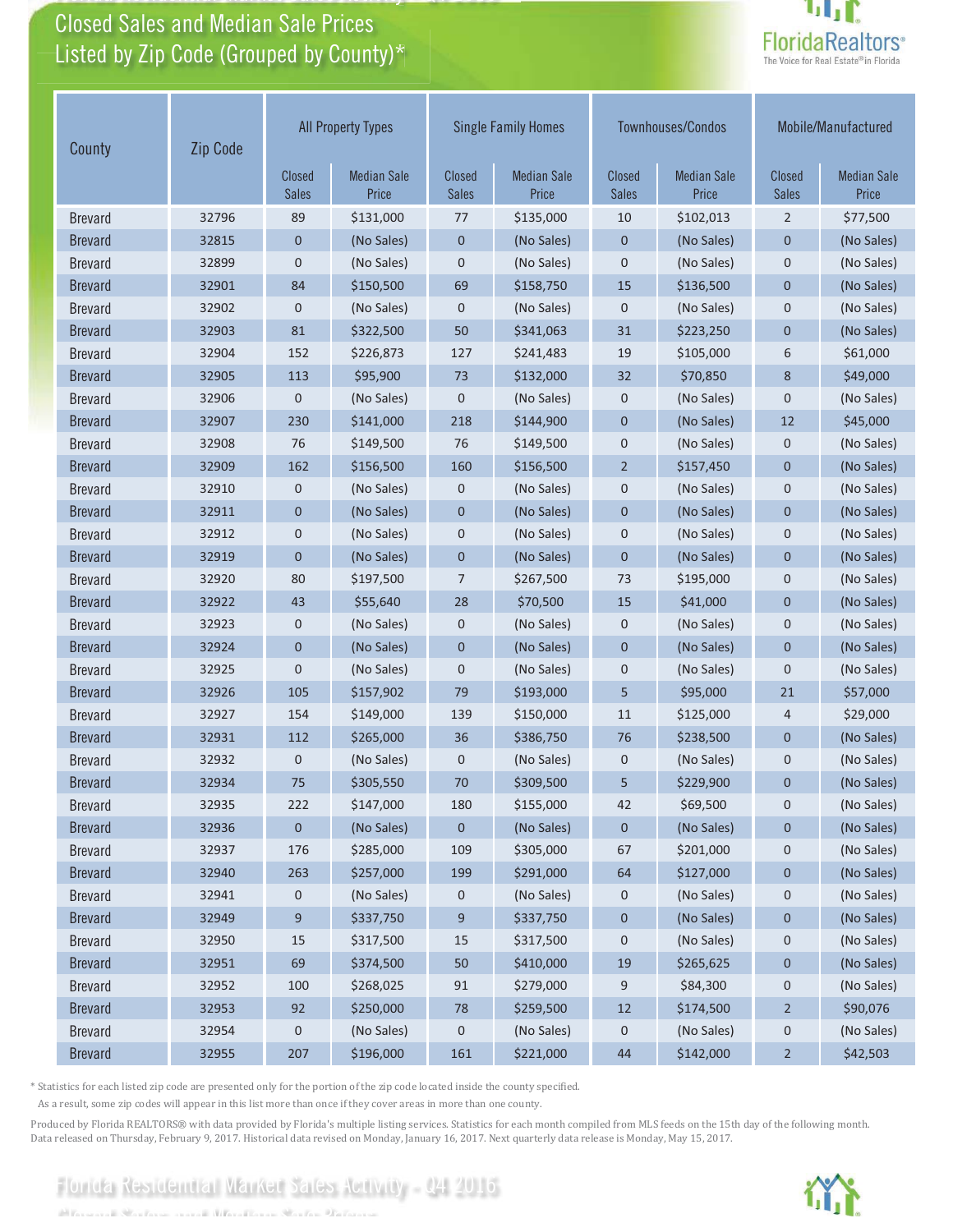# Closed Sales and Median Sale Prices Listed by Zip Code (Grouped by County)*

| County | Zip Code | All Property Types | | Single Family Homes | | Townhouses/Condos | | Mobile/Manufactured | |
|---|---|---|---|---|---|---|---|---|---|
| | | Closed Sales | Median Sale Price | Closed Sales | Median Sale Price | Closed Sales | Median Sale Price | Closed Sales | Median Sale Price |
| Brevard | 32796 | 89 | $131,000 | 77 | $135,000 | 10 | $102,013 | 2 | $77,500 |
| Brevard | 32815 | 0 | (No Sales) | 0 | (No Sales) | 0 | (No Sales) | 0 | (No Sales) |
| Brevard | 32899 | 0 | (No Sales) | 0 | (No Sales) | 0 | (No Sales) | 0 | (No Sales) |
| Brevard | 32901 | 84 | $150,500 | 69 | $158,750 | 15 | $136,500 | 0 | (No Sales) |
| Brevard | 32902 | 0 | (No Sales) | 0 | (No Sales) | 0 | (No Sales) | 0 | (No Sales) |
| Brevard | 32903 | 81 | $322,500 | 50 | $341,063 | 31 | $223,250 | 0 | (No Sales) |
| Brevard | 32904 | 152 | $226,873 | 127 | $241,483 | 19 | $105,000 | 6 | $61,000 |
| Brevard | 32905 | 113 | $95,900 | 73 | $132,000 | 32 | $70,850 | 8 | $49,000 |
| Brevard | 32906 | 0 | (No Sales) | 0 | (No Sales) | 0 | (No Sales) | 0 | (No Sales) |
| Brevard | 32907 | 230 | $141,000 | 218 | $144,900 | 0 | (No Sales) | 12 | $45,000 |
| Brevard | 32908 | 76 | $149,500 | 76 | $149,500 | 0 | (No Sales) | 0 | (No Sales) |
| Brevard | 32909 | 162 | $156,500 | 160 | $156,500 | 2 | $157,450 | 0 | (No Sales) |
| Brevard | 32910 | 0 | (No Sales) | 0 | (No Sales) | 0 | (No Sales) | 0 | (No Sales) |
| Brevard | 32911 | 0 | (No Sales) | 0 | (No Sales) | 0 | (No Sales) | 0 | (No Sales) |
| Brevard | 32912 | 0 | (No Sales) | 0 | (No Sales) | 0 | (No Sales) | 0 | (No Sales) |
| Brevard | 32919 | 0 | (No Sales) | 0 | (No Sales) | 0 | (No Sales) | 0 | (No Sales) |
| Brevard | 32920 | 80 | $197,500 | 7 | $267,500 | 73 | $195,000 | 0 | (No Sales) |
| Brevard | 32922 | 43 | $55,640 | 28 | $70,500 | 15 | $41,000 | 0 | (No Sales) |
| Brevard | 32923 | 0 | (No Sales) | 0 | (No Sales) | 0 | (No Sales) | 0 | (No Sales) |
| Brevard | 32924 | 0 | (No Sales) | 0 | (No Sales) | 0 | (No Sales) | 0 | (No Sales) |
| Brevard | 32925 | 0 | (No Sales) | 0 | (No Sales) | 0 | (No Sales) | 0 | (No Sales) |
| Brevard | 32926 | 105 | $157,902 | 79 | $193,000 | 5 | $95,000 | 21 | $57,000 |
| Brevard | 32927 | 154 | $149,000 | 139 | $150,000 | 11 | $125,000 | 4 | $29,000 |
| Brevard | 32931 | 112 | $265,000 | 36 | $386,750 | 76 | $238,500 | 0 | (No Sales) |
| Brevard | 32932 | 0 | (No Sales) | 0 | (No Sales) | 0 | (No Sales) | 0 | (No Sales) |
| Brevard | 32934 | 75 | $305,550 | 70 | $309,500 | 5 | $229,900 | 0 | (No Sales) |
| Brevard | 32935 | 222 | $147,000 | 180 | $155,000 | 42 | $69,500 | 0 | (No Sales) |
| Brevard | 32936 | 0 | (No Sales) | 0 | (No Sales) | 0 | (No Sales) | 0 | (No Sales) |
| Brevard | 32937 | 176 | $285,000 | 109 | $305,000 | 67 | $201,000 | 0 | (No Sales) |
| Brevard | 32940 | 263 | $257,000 | 199 | $291,000 | 64 | $127,000 | 0 | (No Sales) |
| Brevard | 32941 | 0 | (No Sales) | 0 | (No Sales) | 0 | (No Sales) | 0 | (No Sales) |
| Brevard | 32949 | 9 | $337,750 | 9 | $337,750 | 0 | (No Sales) | 0 | (No Sales) |
| Brevard | 32950 | 15 | $317,500 | 15 | $317,500 | 0 | (No Sales) | 0 | (No Sales) |
| Brevard | 32951 | 69 | $374,500 | 50 | $410,000 | 19 | $265,625 | 0 | (No Sales) |
| Brevard | 32952 | 100 | $268,025 | 91 | $279,000 | 9 | $84,300 | 0 | (No Sales) |
| Brevard | 32953 | 92 | $250,000 | 78 | $259,500 | 12 | $174,500 | 2 | $90,076 |
| Brevard | 32954 | 0 | (No Sales) | 0 | (No Sales) | 0 | (No Sales) | 0 | (No Sales) |
| Brevard | 32955 | 207 | $196,000 | 161 | $221,000 | 44 | $142,000 | 2 | $42,503 |

* Statistics for each listed zip code are presented only for the portion of the zip code located inside the county specified. As a result, some zip codes will appear in this list more than once if they cover areas in more than one county.

Produced by Florida REALTORS® with data provided by Florida's multiple listing services. Statistics for each month compiled from MLS feeds on the 15th day of the following month. Data released on Thursday, February 9, 2017. Historical data revised on Monday, January 16, 2017. Next quarterly data release is Monday, May 15, 2017.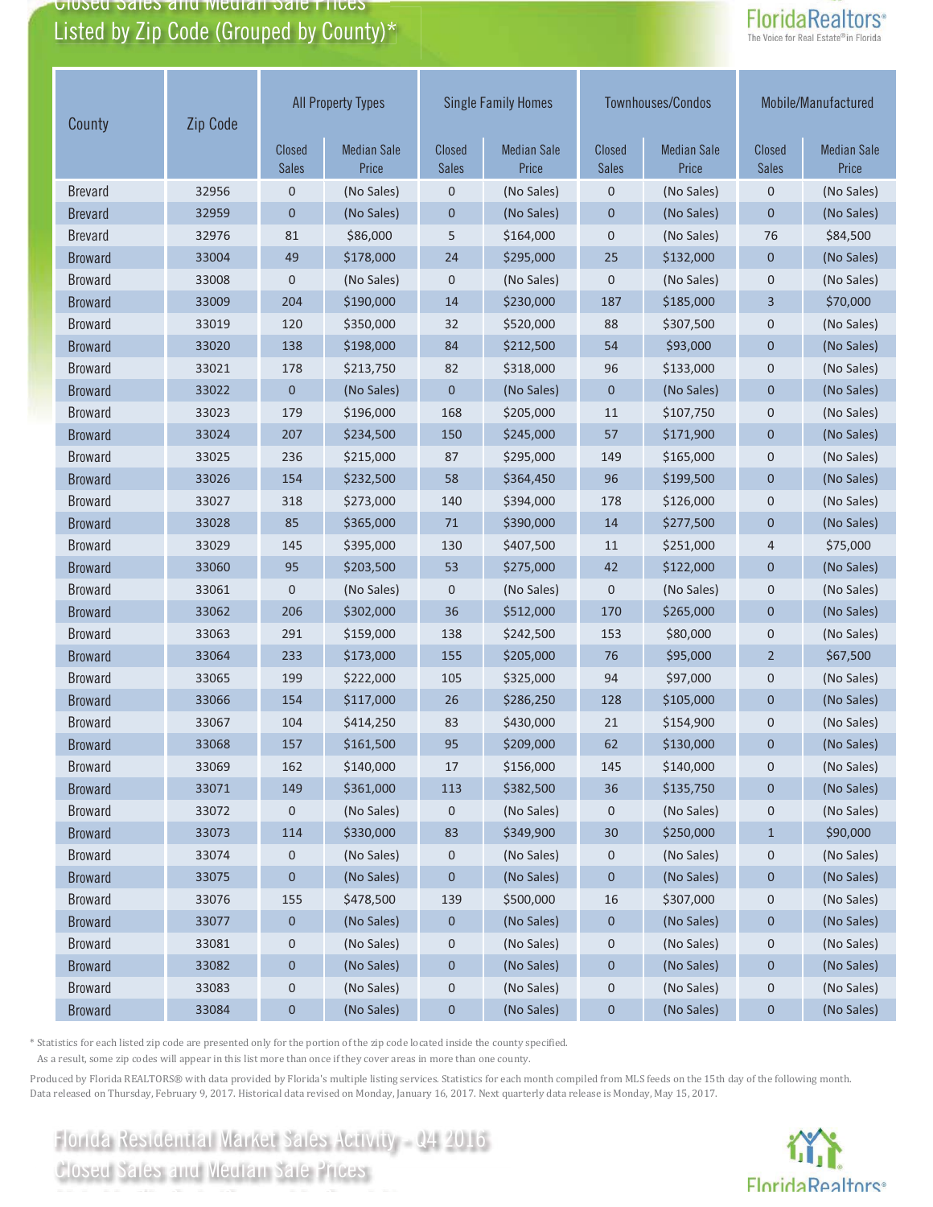## Closed Sales and Median Sale Prices Listed by Zip Code (Grouped by County)*

| County | Zip Code | All Property Types | | Single Family Homes | | Townhouses/Condos | | Mobile/Manufactured | |
|---|---|---|---|---|---|---|---|---|---|
| | | Closed Sales | Median Sale Price | Closed Sales | Median Sale Price | Closed Sales | Median Sale Price | Closed Sales | Median Sale Price |
| Brevard | 32956 | 0 | (No Sales) | 0 | (No Sales) | 0 | (No Sales) | 0 | (No Sales) |
| Brevard | 32959 | 0 | (No Sales) | 0 | (No Sales) | 0 | (No Sales) | 0 | (No Sales) |
| Brevard | 32976 | 81 | $86,000 | 5 | $164,000 | 0 | (No Sales) | 76 | $84,500 |
| Broward | 33004 | 49 | $178,000 | 24 | $295,000 | 25 | $132,000 | 0 | (No Sales) |
| Broward | 33008 | 0 | (No Sales) | 0 | (No Sales) | 0 | (No Sales) | 0 | (No Sales) |
| Broward | 33009 | 204 | $190,000 | 14 | $230,000 | 187 | $185,000 | 3 | $70,000 |
| Broward | 33019 | 120 | $350,000 | 32 | $520,000 | 88 | $307,500 | 0 | (No Sales) |
| Broward | 33020 | 138 | $198,000 | 84 | $212,500 | 54 | $93,000 | 0 | (No Sales) |
| Broward | 33021 | 178 | $213,750 | 82 | $318,000 | 96 | $133,000 | 0 | (No Sales) |
| Broward | 33022 | 0 | (No Sales) | 0 | (No Sales) | 0 | (No Sales) | 0 | (No Sales) |
| Broward | 33023 | 179 | $196,000 | 168 | $205,000 | 11 | $107,750 | 0 | (No Sales) |
| Broward | 33024 | 207 | $234,500 | 150 | $245,000 | 57 | $171,900 | 0 | (No Sales) |
| Broward | 33025 | 236 | $215,000 | 87 | $295,000 | 149 | $165,000 | 0 | (No Sales) |
| Broward | 33026 | 154 | $232,500 | 58 | $364,450 | 96 | $199,500 | 0 | (No Sales) |
| Broward | 33027 | 318 | $273,000 | 140 | $394,000 | 178 | $126,000 | 0 | (No Sales) |
| Broward | 33028 | 85 | $365,000 | 71 | $390,000 | 14 | $277,500 | 0 | (No Sales) |
| Broward | 33029 | 145 | $395,000 | 130 | $407,500 | 11 | $251,000 | 4 | $75,000 |
| Broward | 33060 | 95 | $203,500 | 53 | $275,000 | 42 | $122,000 | 0 | (No Sales) |
| Broward | 33061 | 0 | (No Sales) | 0 | (No Sales) | 0 | (No Sales) | 0 | (No Sales) |
| Broward | 33062 | 206 | $302,000 | 36 | $512,000 | 170 | $265,000 | 0 | (No Sales) |
| Broward | 33063 | 291 | $159,000 | 138 | $242,500 | 153 | $80,000 | 0 | (No Sales) |
| Broward | 33064 | 233 | $173,000 | 155 | $205,000 | 76 | $95,000 | 2 | $67,500 |
| Broward | 33065 | 199 | $222,000 | 105 | $325,000 | 94 | $97,000 | 0 | (No Sales) |
| Broward | 33066 | 154 | $117,000 | 26 | $286,250 | 128 | $105,000 | 0 | (No Sales) |
| Broward | 33067 | 104 | $414,250 | 83 | $430,000 | 21 | $154,900 | 0 | (No Sales) |
| Broward | 33068 | 157 | $161,500 | 95 | $209,000 | 62 | $130,000 | 0 | (No Sales) |
| Broward | 33069 | 162 | $140,000 | 17 | $156,000 | 145 | $140,000 | 0 | (No Sales) |
| Broward | 33071 | 149 | $361,000 | 113 | $382,500 | 36 | $135,750 | 0 | (No Sales) |
| Broward | 33072 | 0 | (No Sales) | 0 | (No Sales) | 0 | (No Sales) | 0 | (No Sales) |
| Broward | 33073 | 114 | $330,000 | 83 | $349,900 | 30 | $250,000 | 1 | $90,000 |
| Broward | 33074 | 0 | (No Sales) | 0 | (No Sales) | 0 | (No Sales) | 0 | (No Sales) |
| Broward | 33075 | 0 | (No Sales) | 0 | (No Sales) | 0 | (No Sales) | 0 | (No Sales) |
| Broward | 33076 | 155 | $478,500 | 139 | $500,000 | 16 | $307,000 | 0 | (No Sales) |
| Broward | 33077 | 0 | (No Sales) | 0 | (No Sales) | 0 | (No Sales) | 0 | (No Sales) |
| Broward | 33081 | 0 | (No Sales) | 0 | (No Sales) | 0 | (No Sales) | 0 | (No Sales) |
| Broward | 33082 | 0 | (No Sales) | 0 | (No Sales) | 0 | (No Sales) | 0 | (No Sales) |
| Broward | 33083 | 0 | (No Sales) | 0 | (No Sales) | 0 | (No Sales) | 0 | (No Sales) |
| Broward | 33084 | 0 | (No Sales) | 0 | (No Sales) | 0 | (No Sales) | 0 | (No Sales) |

* Statistics for each listed zip code are presented only for the portion of the zip code located inside the county specified. As a result, some zip codes will appear in this list more than once if they cover areas in more than one county.

Produced by Florida REALTORS® with data provided by Florida's multiple listing services. Statistics for each month compiled from MLS feeds on the 15th day of the following month. Data released on Thursday, February 9, 2017. Historical data revised on Monday, January 16, 2017. Next quarterly data release is Monday, May 15, 2017.